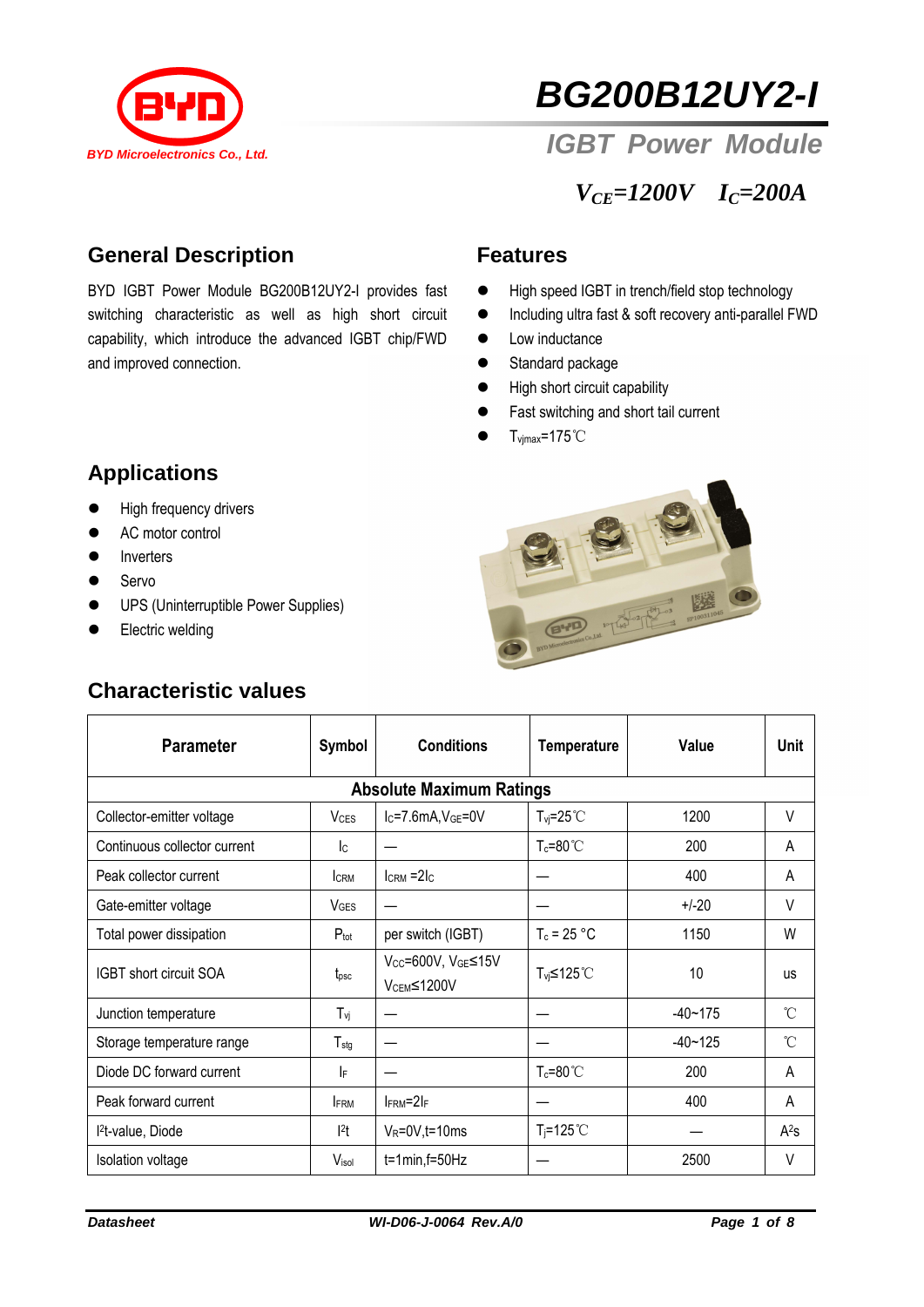BYD Microelectronics Co., Ltd.

# BG200B12UY2-I

## IGBT Power Module

$V_{CE}$=1200V $I_C$=200A

## General Description

BYD IGBT Power Module BG200B12UY2-I provides fast switching characteristic as well as high short circuit capability, which introduce the advanced IGBT chip/FWD and improved connection.

## Features

- High speed IGBT in trench/field stop technology
- Including ultra fast & soft recovery anti-parallel FWD
- Low inductance
- Standard package
- High short circuit capability
- Fast switching and short tail current
- $T_{vjmax}$=175℃

## Applications

- High frequency drivers
- AC motor control
- Inverters
- Servo
- UPS (Uninterruptible Power Supplies)
- Electric welding

## Characteristic values

| Parameter | Symbol | Conditions | Temperature | Value | Unit |
|---|---|---|---|---|---|
| **Absolute Maximum Ratings** | | | | | |
| Collector-emitter voltage | $V_{CES}$ | $I_C$=7.6mA,$V_{GE}$=0V | $T_{vj}$=25℃ | 1200 | V |
| Continuous collector current | $I_C$ | — | $T_c$=80℃ | 200 | A |
| Peak collector current | $I_{CRM}$ | $I_{CRM}$ =2$I_C$ | — | 400 | A |
| Gate-emitter voltage | $V_{GES}$ | — | — | +/-20 | V |
| Total power dissipation | $P_{tot}$ | per switch (IGBT) | $T_c$ = 25 °C | 1150 | W |
| IGBT short circuit SOA | $t_{psc}$ | $V_{CC}$=600V, $V_{GE}$≤15V $V_{CEM}$≤1200V | $T_{vj}$≤125℃ | 10 | us |
| Junction temperature | $T_{vj}$ | — | — | -40~175 | ℃ |
| Storage temperature range | $T_{stg}$ | — | — | -40~125 | ℃ |
| Diode DC forward current | $I_F$ | — | $T_c$=80℃ | 200 | A |
| Peak forward current | $I_{FRM}$ | $I_{FRM}$=2$I_F$ | — | 400 | A |
| $I^2t$-value, Diode | $I^2t$ | $V_R$=0V,t=10ms | $T_j$=125℃ | — | $A^2s$ |
| Isolation voltage | $V_{isol}$ | t=1min,f=50Hz | — | 2500 | V |

Datasheet WI-D06-J-0064 Rev.A/0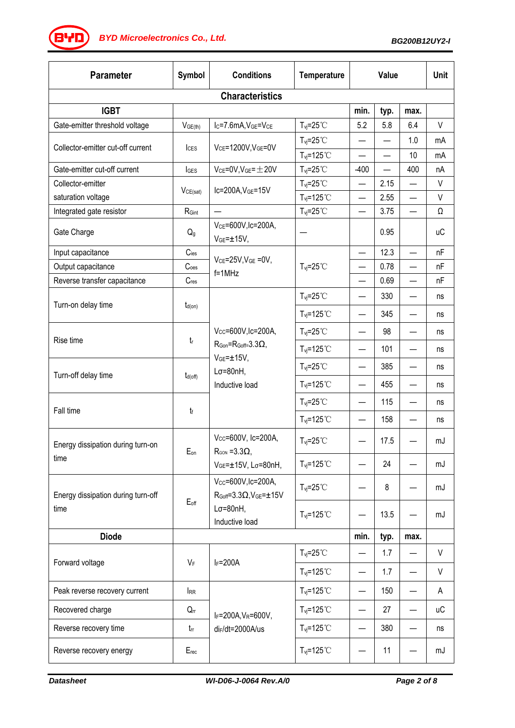| Parameter | Symbol | Conditions | Temperature | Value | | | Unit |
|---|---|---|---|---|---|---|---|
| **Characteristics** | | | | | | | |
| **IGBT** | | | | min. | typ. | max. | |
| Gate-emitter threshold voltage | $V_{GE(th)}$ | $I_C$=7.6mA,$V_{GE}$=$V_{CE}$ | $T_{vj}$=25℃ | 5.2 | 5.8 | 6.4 | V |
| Collector-emitter cut-off current | $I_{CES}$ | $V_{CE}$=1200V,$V_{GE}$=0V | $T_{vj}$=25℃ | — | — | 1.0 | mA |
| | | | $T_{vj}$=125℃ | — | — | 10 | mA |
| Gate-emitter cut-off current | $I_{GES}$ | $V_{CE}$=0V,$V_{GE}$=±20V | $T_{vj}$=25℃ | -400 | — | 400 | nA |
| Collector-emitter saturation voltage | $V_{CE(sat)}$ | $I_C$=200A,$V_{GE}$=15V | $T_{vj}$=25℃ | — | 2.15 | — | V |
| | | | $T_{vj}$=125℃ | — | 2.55 | — | V |
| Integrated gate resistor | $R_{Gint}$ | — | $T_{vj}$=25℃ | — | 3.75 | — | Ω |
| Gate Charge | $Q_g$ | $V_{CE}$=600V,$I_C$=200A, $V_{GE}$=±15V, | — | | 0.95 | | uC |
| Input capacitance | $C_{ies}$ | $V_{CE}$=25V,$V_{GE}$ =0V, f=1MHz | $T_{vj}$=25℃ | — | 12.3 | — | nF |
| Output capacitance | $C_{oes}$ | | | — | 0.78 | — | nF |
| Reverse transfer capacitance | $C_{res}$ | | | — | 0.69 | — | nF |
| Turn-on delay time | $t_{d(on)}$ | $V_{CC}$=600V,$I_C$=200A, $R_{Gon}$=$R_{Goff}$=3.3Ω, $V_{GE}$=±15V, Lσ=80nH, Inductive load | $T_{vj}$=25℃ | — | 330 | — | ns |
| | | | $T_{vj}$=125℃ | — | 345 | — | ns |
| Rise time | $t_r$ | | $T_{vj}$=25℃ | — | 98 | — | ns |
| | | | $T_{vj}$=125℃ | — | 101 | — | ns |
| Turn-off delay time | $t_{d(off)}$ | | $T_{vj}$=25℃ | — | 385 | — | ns |
| | | | $T_{vj}$=125℃ | — | 455 | — | ns |
| Fall time | $t_f$ | | $T_{vj}$=25℃ | — | 115 | — | ns |
| | | | $T_{vj}$=125℃ | — | 158 | — | ns |
| Energy dissipation during turn-on time | $E_{on}$ | $V_{CC}$=600V, $I_C$=200A, $R_{GON}$ =3.3Ω, $V_{GE}$=±15V, Lσ=80nH, | $T_{vj}$=25℃ | — | 17.5 | — | mJ |
| | | | $T_{vj}$=125℃ | — | 24 | — | mJ |
| Energy dissipation during turn-off time | $E_{off}$ | $V_{CC}$=600V,$I_C$=200A, $R_{Goff}$=3.3Ω,$V_{GE}$=±15V Lσ=80nH, Inductive load | $T_{vj}$=25℃ | — | 8 | — | mJ |
| | | | $T_{vj}$=125℃ | — | 13.5 | — | mJ |
| **Diode** | | | | min. | typ. | max. | |
| Forward voltage | $V_F$ | $I_F$=200A | $T_{vj}$=25℃ | — | 1.7 | — | V |
| | | | $T_{vj}$=125℃ | — | 1.7 | — | V |
| Peak reverse recovery current | $I_{RR}$ | $I_F$=200A,$V_R$=600V, $di_F/dt$=2000A/us | $T_{vj}$=125℃ | — | 150 | — | A |
| Recovered charge | $Q_{rr}$ | | $T_{vj}$=125℃ | — | 27 | — | uC |
| Reverse recovery time | $t_{rr}$ | | $T_{vj}$=125℃ | — | 380 | — | ns |
| Reverse recovery energy | $E_{rec}$ | | $T_{vj}$=125℃ | — | 11 | — | mJ |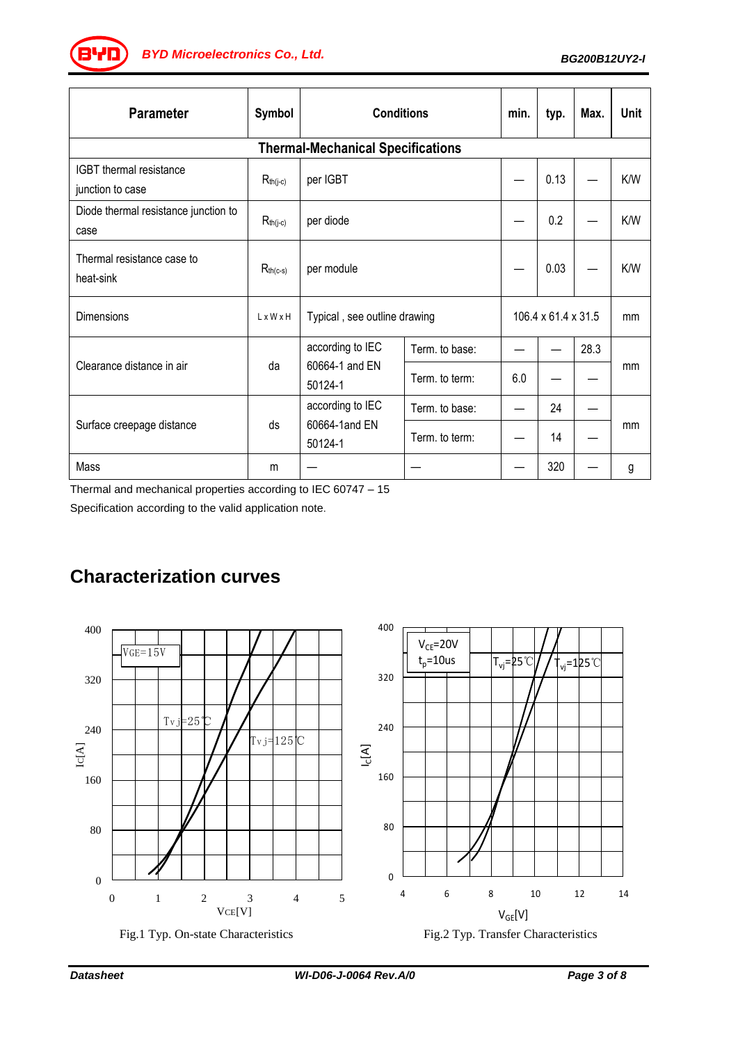| Parameter | Symbol | Conditions | | min. | typ. | Max. | Unit |
|---|---|---|---|---|---|---|---|
| **Thermal-Mechanical Specifications** | | | | | | | |
| IGBT thermal resistance junction to case | $R_{th(j-c)}$ | per IGBT | | — | 0.13 | — | K/W |
| Diode thermal resistance junction to case | $R_{th(j-c)}$ | per diode | | — | 0.2 | — | K/W |
| Thermal resistance case to heat-sink | $R_{th(c-s)}$ | per module | | — | 0.03 | — | K/W |
| Dimensions | L x W x H | Typical , see outline drawing | | 106.4 x 61.4 x 31.5 | | | mm |
| Clearance distance in air | da | according to IEC 60664-1 and EN 50124-1 | Term. to base: | — | — | 28.3 | mm |
| | | | Term. to term: | 6.0 | — | — | |
| Surface creepage distance | ds | according to IEC 60664-1and EN 50124-1 | Term. to base: | — | 24 | — | mm |
| | | | Term. to term: | — | 14 | — | |
| Mass | m | — | — | — | 320 | — | g |

Thermal and mechanical properties according to IEC 60747 – 15

Specification according to the valid application note.

## Characterization curves

Fig.1 Typ. On-state Characteristics

Fig.2 Typ. Transfer Characteristics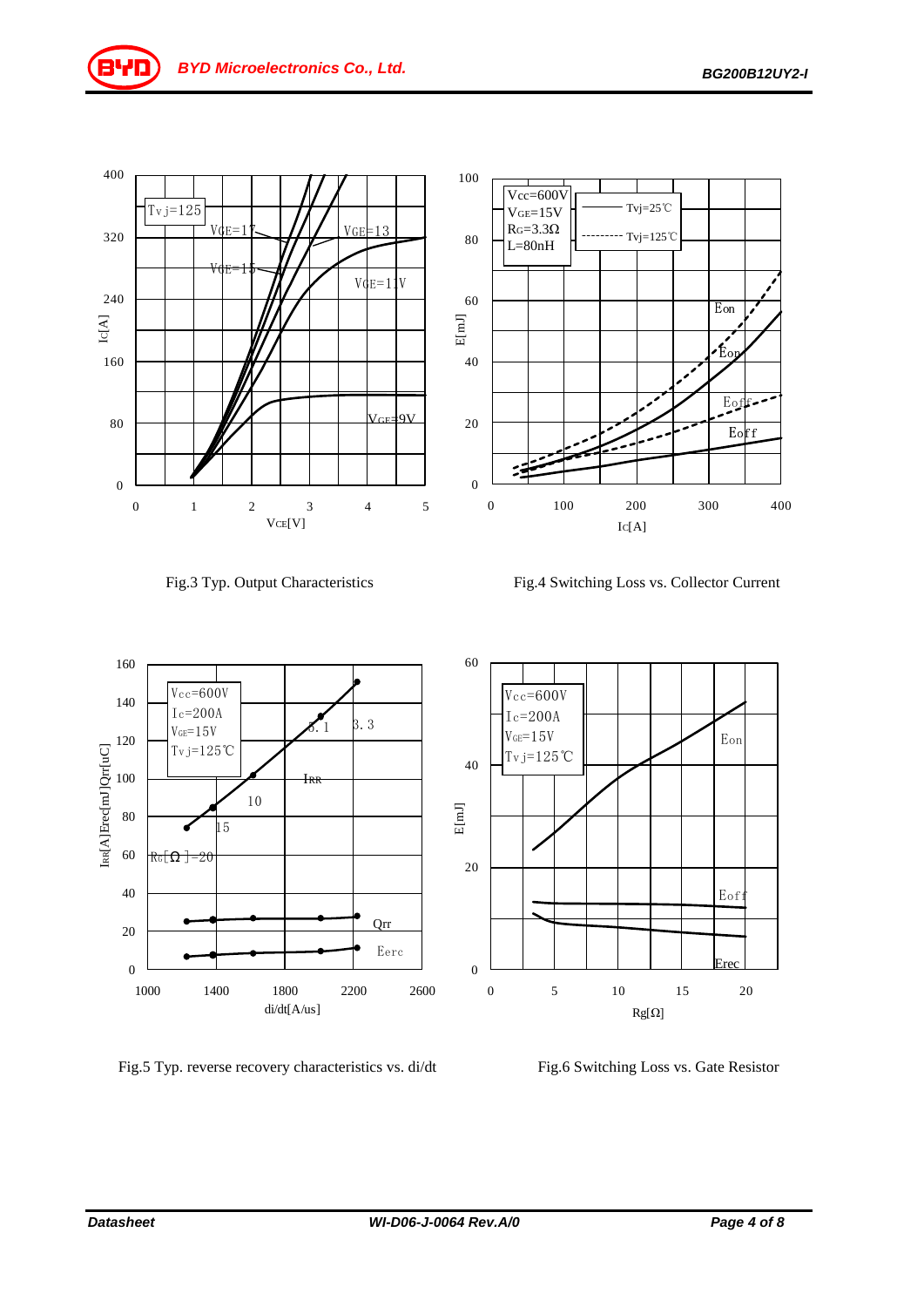Fig.3 Typ. Output Characteristics

Fig.4 Switching Loss vs. Collector Current

Fig.5 Typ. reverse recovery characteristics vs. di/dt

Fig.6 Switching Loss vs. Gate Resistor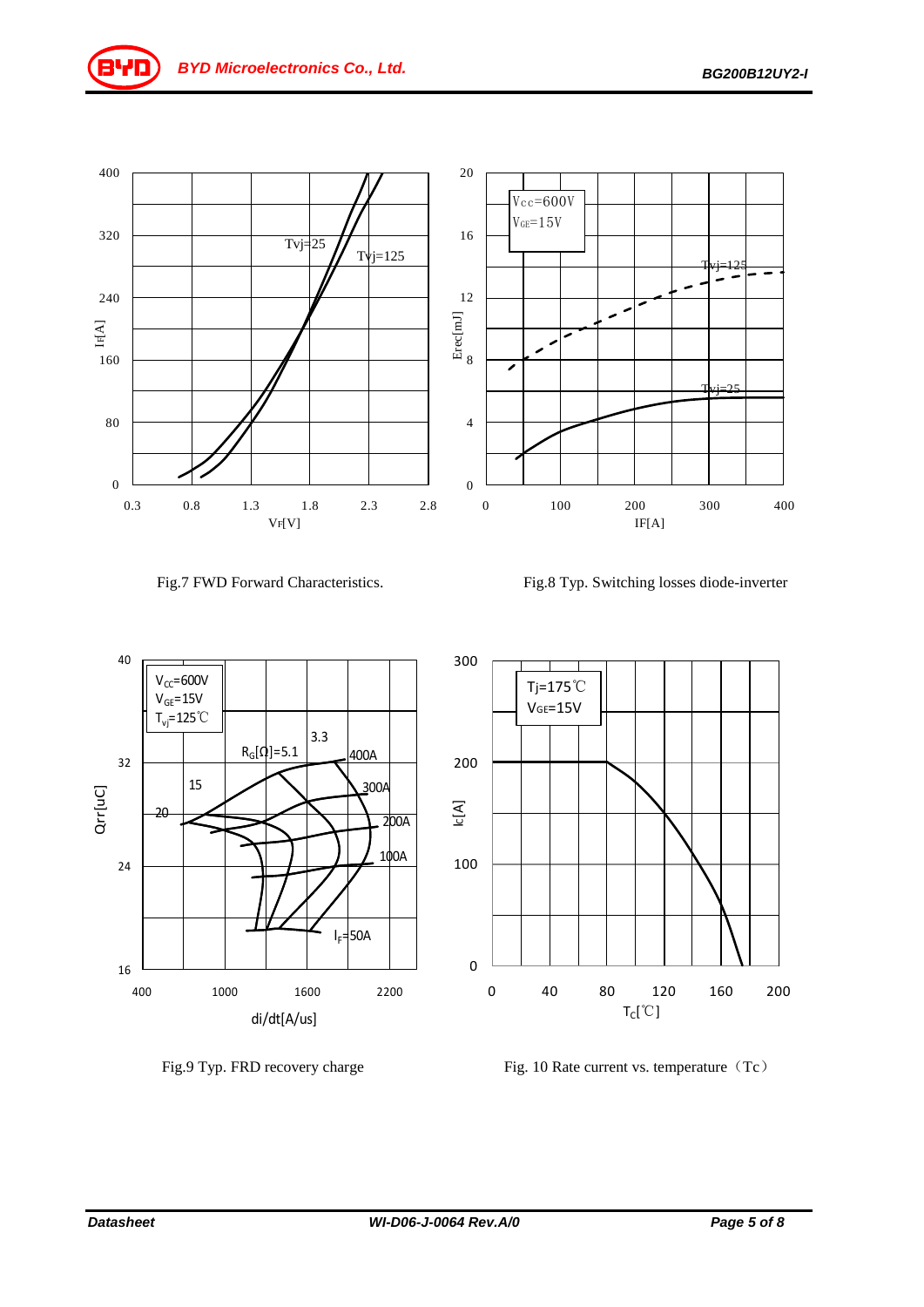Fig.7 FWD Forward Characteristics.

Fig.8 Typ. Switching losses diode-inverter

Fig.9 Typ. FRD recovery charge

Fig. 10 Rate current vs. temperature（Tc）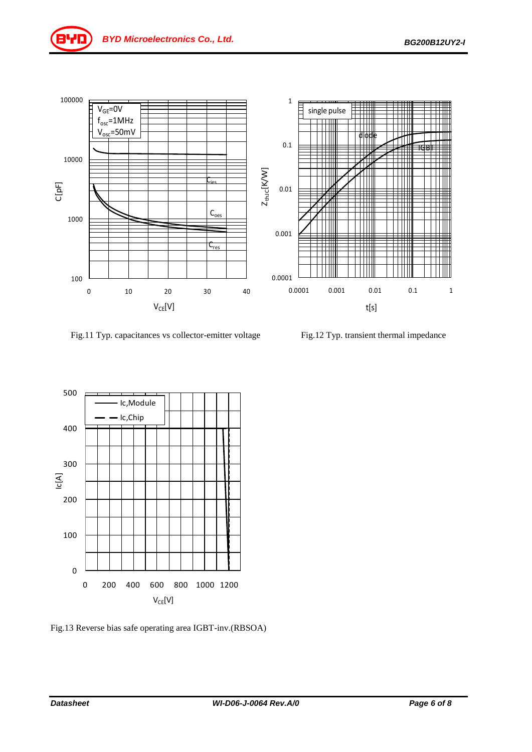Fig.11 Typ. capacitances vs collector-emitter voltage

Fig.12 Typ. transient thermal impedance

Fig.13 Reverse bias safe operating area IGBT-inv.(RBSOA)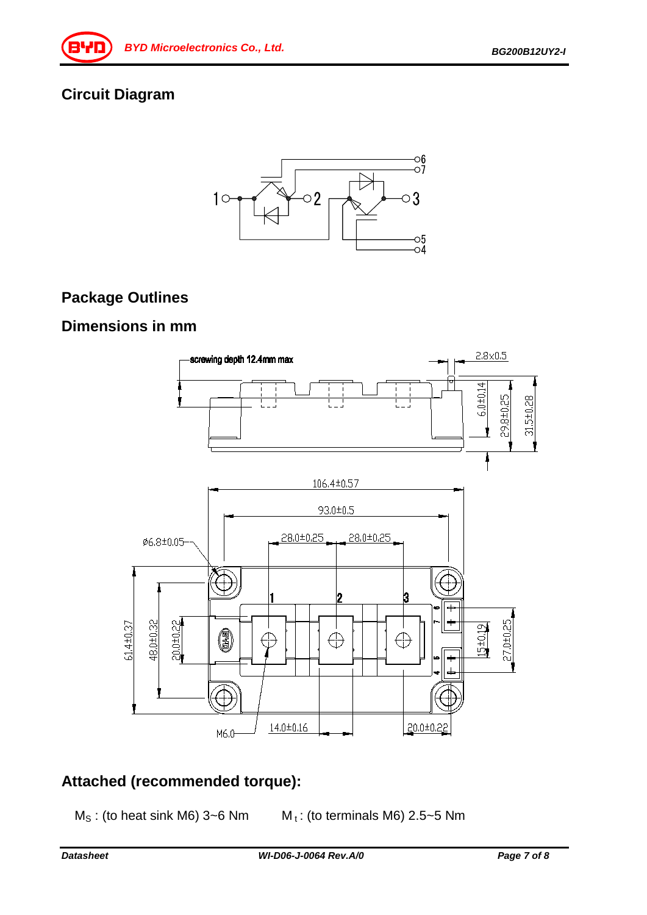## Circuit Diagram

## Package Outlines

## Dimensions in mm

## Attached (recommended torque):

$M_S$ : (to heat sink M6) 3~6 Nm $M_t$ : (to terminals M6) 2.5~5 Nm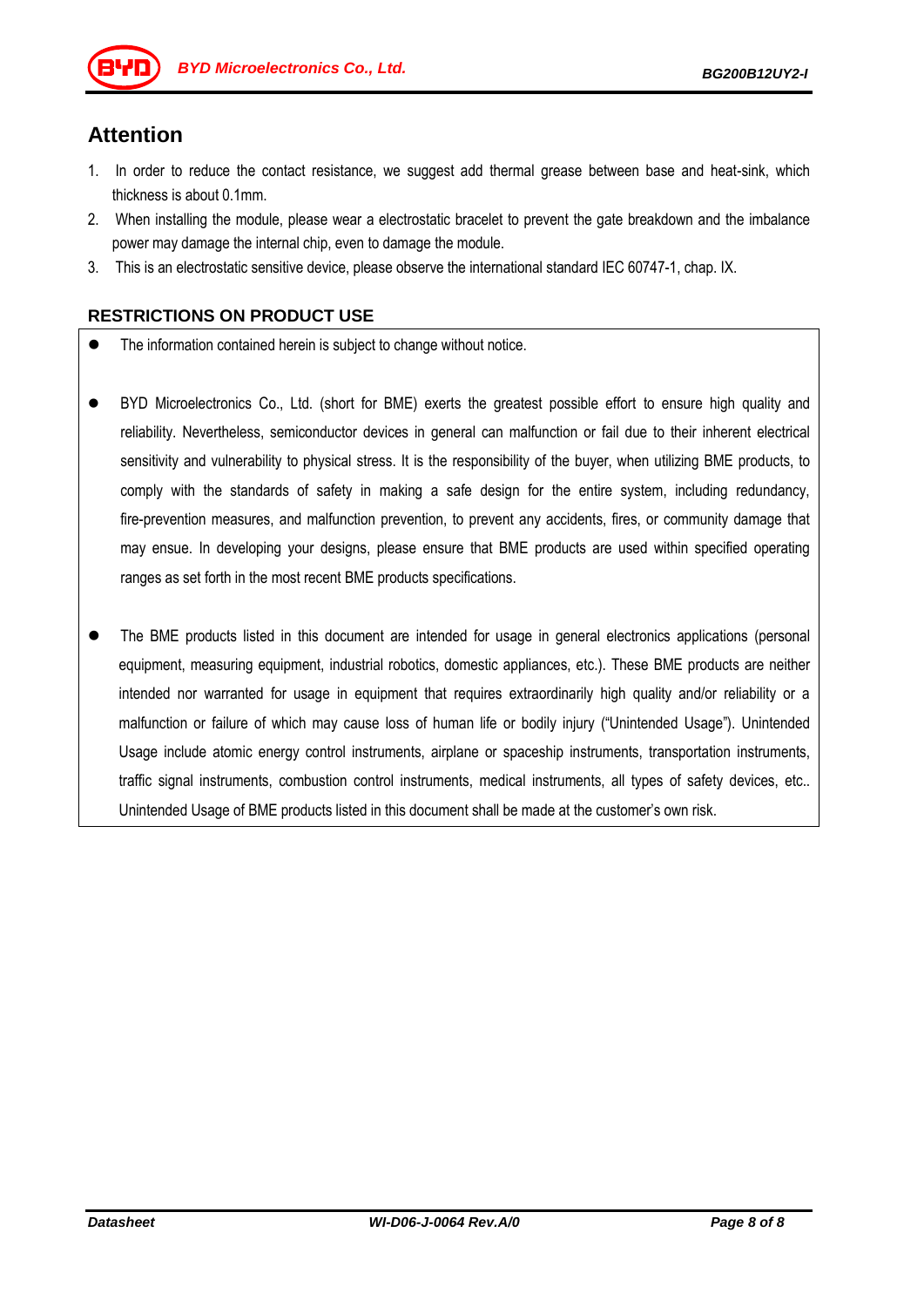## Attention

1. In order to reduce the contact resistance, we suggest add thermal grease between base and heat-sink, which thickness is about 0.1mm.
2. When installing the module, please wear a electrostatic bracelet to prevent the gate breakdown and the imbalance power may damage the internal chip, even to damage the module.
3. This is an electrostatic sensitive device, please observe the international standard IEC 60747-1, chap. IX.

### RESTRICTIONS ON PRODUCT USE

- The information contained herein is subject to change without notice.
- BYD Microelectronics Co., Ltd. (short for BME) exerts the greatest possible effort to ensure high quality and reliability. Nevertheless, semiconductor devices in general can malfunction or fail due to their inherent electrical sensitivity and vulnerability to physical stress. It is the responsibility of the buyer, when utilizing BME products, to comply with the standards of safety in making a safe design for the entire system, including redundancy, fire-prevention measures, and malfunction prevention, to prevent any accidents, fires, or community damage that may ensue. In developing your designs, please ensure that BME products are used within specified operating ranges as set forth in the most recent BME products specifications.
- The BME products listed in this document are intended for usage in general electronics applications (personal equipment, measuring equipment, industrial robotics, domestic appliances, etc.). These BME products are neither intended nor warranted for usage in equipment that requires extraordinarily high quality and/or reliability or a malfunction or failure of which may cause loss of human life or bodily injury ("Unintended Usage"). Unintended Usage include atomic energy control instruments, airplane or spaceship instruments, transportation instruments, traffic signal instruments, combustion control instruments, medical instruments, all types of safety devices, etc.. Unintended Usage of BME products listed in this document shall be made at the customer's own risk.